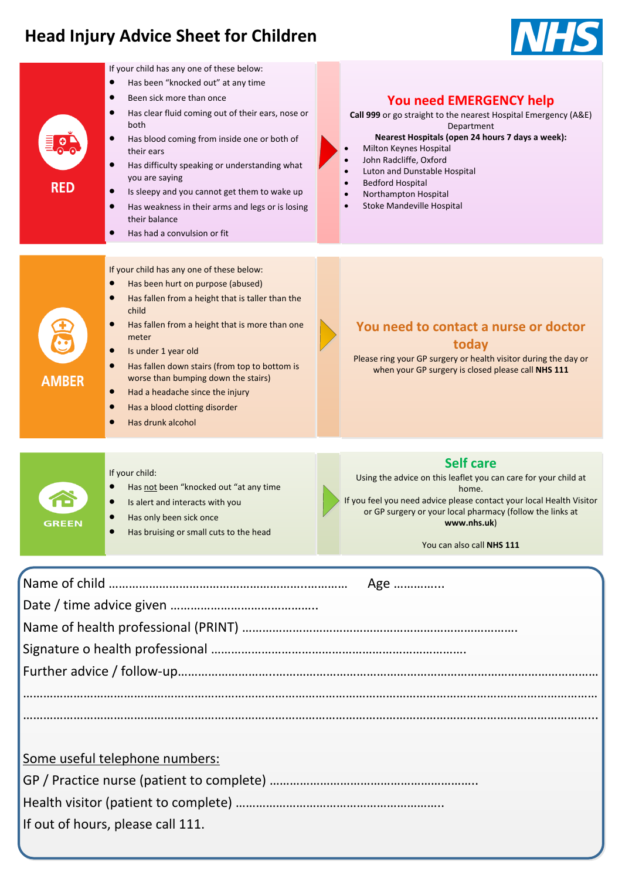# Head Injury Advice Sheet for Children

NHS

## RED

If your child has any one of these below:

- Has been "knocked out" at any time
- Been sick more than once
- Has clear fluid coming out of their ears, nose or both
- Has blood coming from inside one or both of their ears
- Has difficulty speaking or understanding what you are saying
- Is sleepy and you cannot get them to wake up
- Has weakness in their arms and legs or is losing their balance
- Has had a convulsion or fit

### You need EMERGENCY help

**Call 999** or go straight to the nearest Hospital Emergency (A&E) Department

**Nearest Hospitals (open 24 hours 7 days a week):**

- Milton Keynes Hospital
- John Radcliffe, Oxford
- Luton and Dunstable Hospital
- Bedford Hospital
- Northampton Hospital
- Stoke Mandeville Hospital

## AMBER

If your child has any one of these below:

- Has been hurt on purpose (abused)
- Has fallen from a height that is taller than the child
- Has fallen from a height that is more than one meter
- Is under 1 year old
- Has fallen down stairs (from top to bottom is worse than bumping down the stairs)
- Had a headache since the injury
- Has a blood clotting disorder
- Has drunk alcohol

### You need to contact a nurse or doctor today

Please ring your GP surgery or health visitor during the day or when your GP surgery is closed please call **NHS 111**

## GREEN

If your child:

- Has not been "knocked out "at any time
- Is alert and interacts with you
- Has only been sick once
- Has bruising or small cuts to the head

### Self care

Using the advice on this leaflet you can care for your child at home.

If you feel you need advice please contact your local Health Visitor or GP surgery or your local pharmacy (follow the links at **www.nhs.uk**)

You can also call **NHS 111**

---

Name of child ………………………………………………………………… Age …………..

Date / time advice given ……………………………………..

Name of health professional (PRINT) ……………………………………………………………………

Signature o health professional ……………………………………………………………

Further advice / follow-up…………………………………………………………………………………………………………

……………………………………………………………………………………………………………………………………………

……………………………………………………………………………………………………………………………………………

Some useful telephone numbers:

GP / Practice nurse (patient to complete) …………………………………………………….

Health visitor (patient to complete) ……………………………………………………..

If out of hours, please call 111.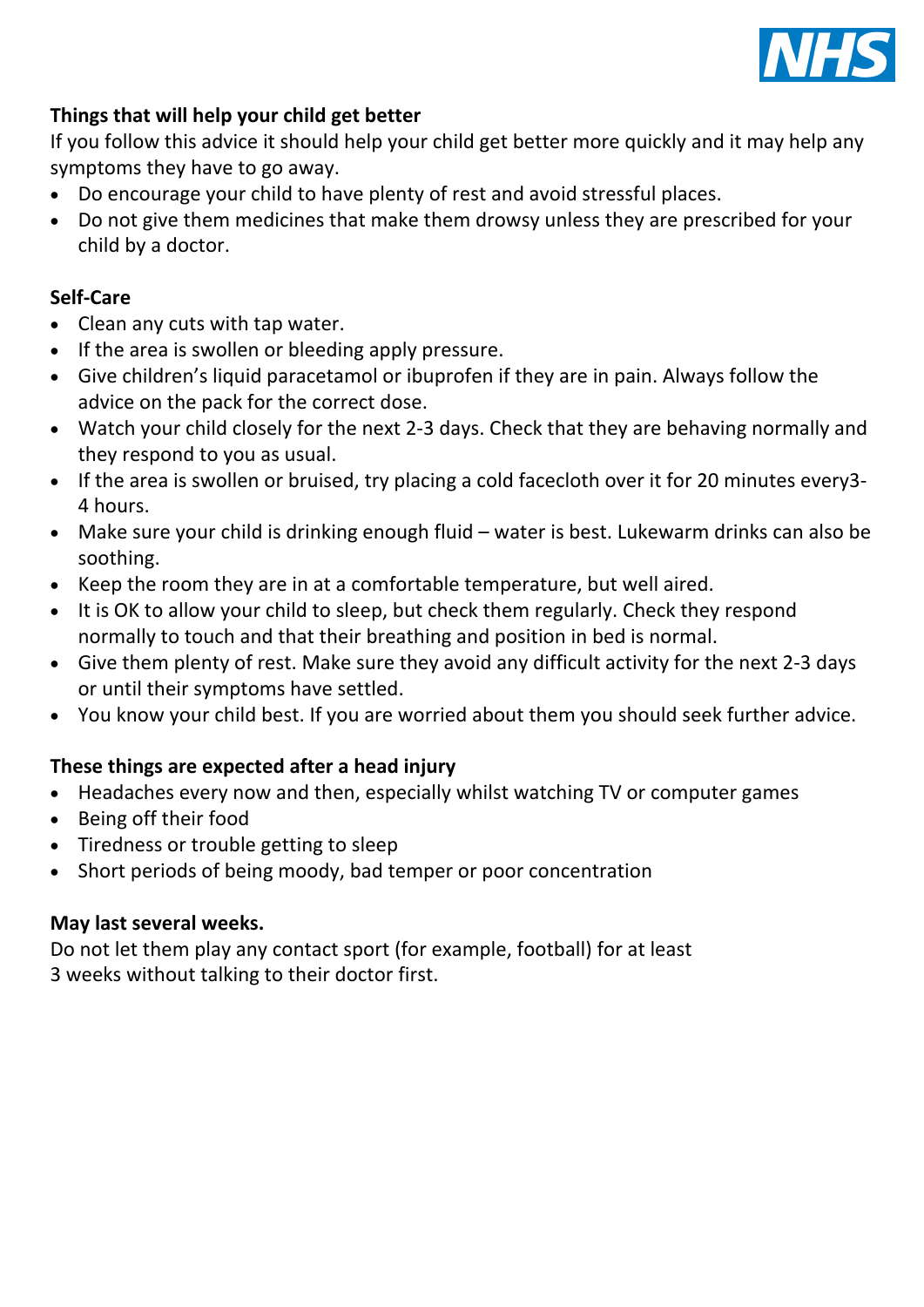**Things that will help your child get better**

If you follow this advice it should help your child get better more quickly and it may help any symptoms they have to go away.

- Do encourage your child to have plenty of rest and avoid stressful places.
- Do not give them medicines that make them drowsy unless they are prescribed for your child by a doctor.

**Self-Care**

- Clean any cuts with tap water.
- If the area is swollen or bleeding apply pressure.
- Give children's liquid paracetamol or ibuprofen if they are in pain. Always follow the advice on the pack for the correct dose.
- Watch your child closely for the next 2-3 days. Check that they are behaving normally and they respond to you as usual.
- If the area is swollen or bruised, try placing a cold facecloth over it for 20 minutes every3-4 hours.
- Make sure your child is drinking enough fluid – water is best. Lukewarm drinks can also be soothing.
- Keep the room they are in at a comfortable temperature, but well aired.
- It is OK to allow your child to sleep, but check them regularly. Check they respond normally to touch and that their breathing and position in bed is normal.
- Give them plenty of rest. Make sure they avoid any difficult activity for the next 2-3 days or until their symptoms have settled.
- You know your child best. If you are worried about them you should seek further advice.

**These things are expected after a head injury**

- Headaches every now and then, especially whilst watching TV or computer games
- Being off their food
- Tiredness or trouble getting to sleep
- Short periods of being moody, bad temper or poor concentration

**May last several weeks.**

Do not let them play any contact sport (for example, football) for at least 3 weeks without talking to their doctor first.